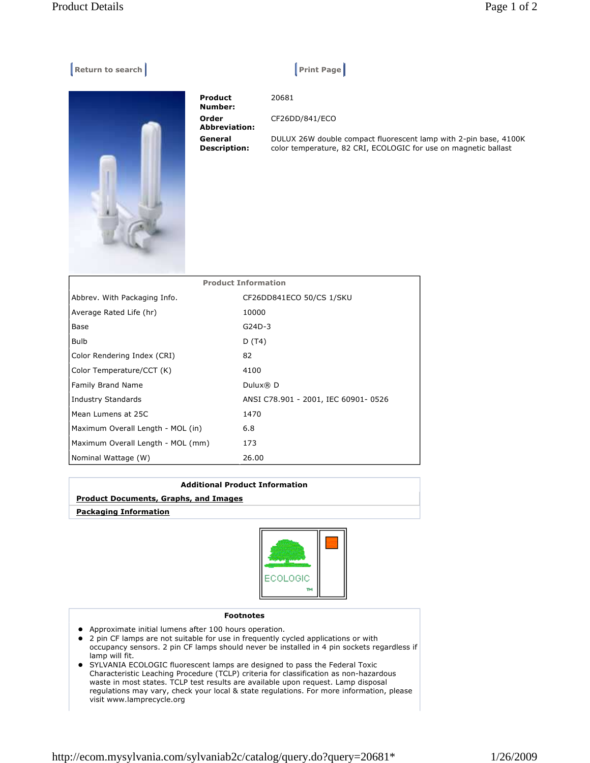Return to search | Print Page

| | |
|---|---|
| **Product Number:** | 20681 |
| **Order Abbreviation:** | CF26DD/841/ECO |
| **General Description:** | DULUX 26W double compact fluorescent lamp with 2-pin base, 4100K color temperature, 82 CRI, ECOLOGIC for use on magnetic ballast |

| Product Information | |
|---|---|
| Abbrev. With Packaging Info. | CF26DD841ECO 50/CS 1/SKU |
| Average Rated Life (hr) | 10000 |
| Base | G24D-3 |
| Bulb | D (T4) |
| Color Rendering Index (CRI) | 82 |
| Color Temperature/CCT (K) | 4100 |
| Family Brand Name | Dulux® D |
| Industry Standards | ANSI C78.901 - 2001, IEC 60901- 0526 |
| Mean Lumens at 25C | 1470 |
| Maximum Overall Length - MOL (in) | 6.8 |
| Maximum Overall Length - MOL (mm) | 173 |
| Nominal Wattage (W) | 26.00 |

**Additional Product Information**

**Product Documents, Graphs, and Images**

**Packaging Information**

ECOLOGIC ™

**Footnotes**

- Approximate initial lumens after 100 hours operation.
- 2 pin CF lamps are not suitable for use in frequently cycled applications or with occupancy sensors. 2 pin CF lamps should never be installed in 4 pin sockets regardless if lamp will fit.
- SYLVANIA ECOLOGIC fluorescent lamps are designed to pass the Federal Toxic Characteristic Leaching Procedure (TCLP) criteria for classification as non-hazardous waste in most states. TCLP test results are available upon request. Lamp disposal regulations may vary, check your local & state regulations. For more information, please visit www.lamprecycle.org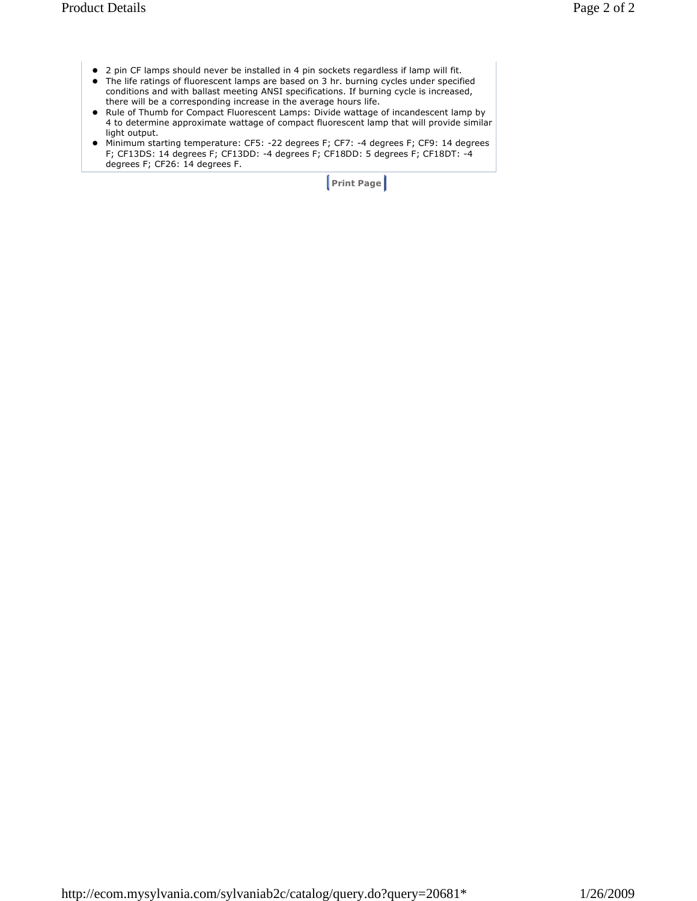- 2 pin CF lamps should never be installed in 4 pin sockets regardless if lamp will fit.
- The life ratings of fluorescent lamps are based on 3 hr. burning cycles under specified conditions and with ballast meeting ANSI specifications. If burning cycle is increased, there will be a corresponding increase in the average hours life.
- Rule of Thumb for Compact Fluorescent Lamps: Divide wattage of incandescent lamp by 4 to determine approximate wattage of compact fluorescent lamp that will provide similar light output.
- Minimum starting temperature: CF5: -22 degrees F; CF7: -4 degrees F; CF9: 14 degrees F; CF13DS: 14 degrees F; CF13DD: -4 degrees F; CF18DD: 5 degrees F; CF18DT: -4 degrees F; CF26: 14 degrees F.

Print Page